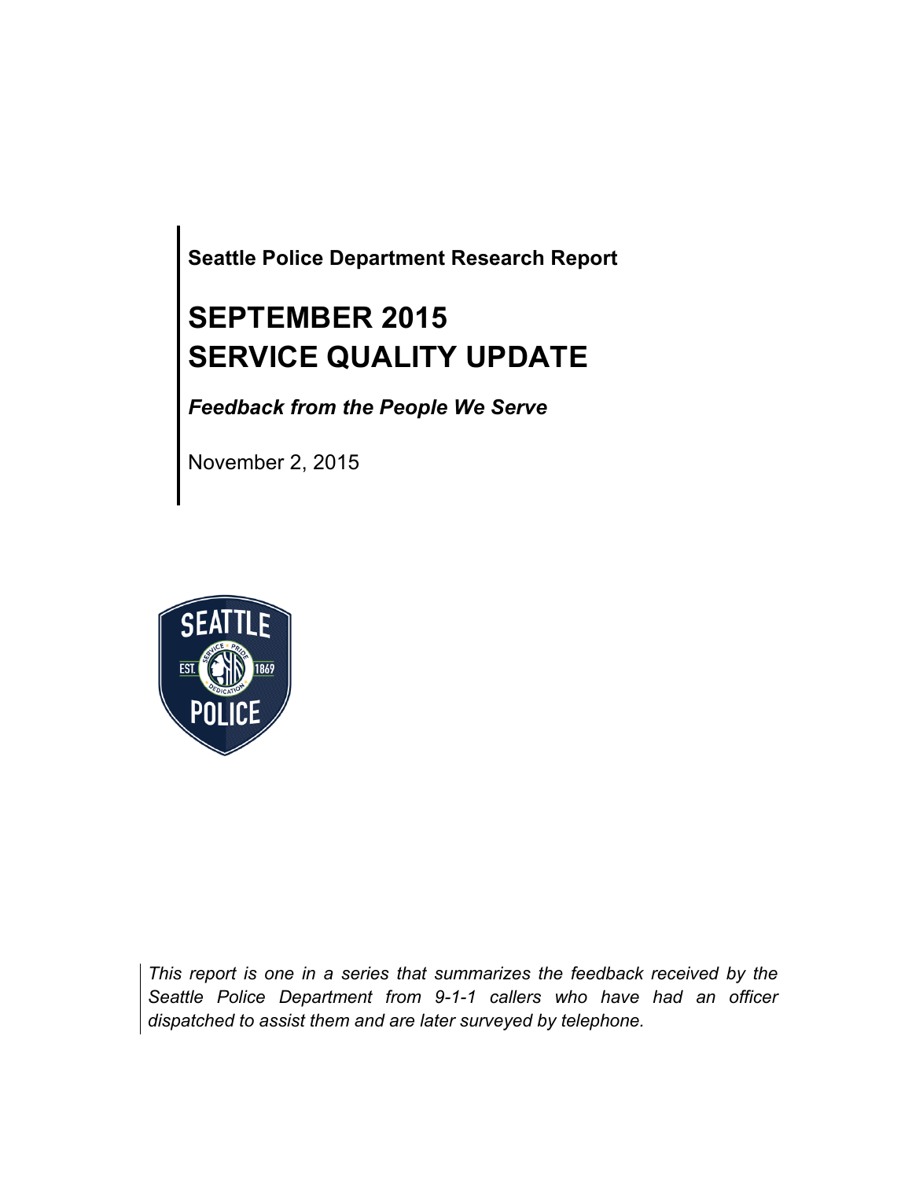**Seattle Police Department Research Report**

# SEPTEMBER 2015
# SERVICE QUALITY UPDATE

***Feedback from the People We Serve***

November 2, 2015

*This report is one in a series that summarizes the feedback received by the Seattle Police Department from 9-1-1 callers who have had an officer dispatched to assist them and are later surveyed by telephone.*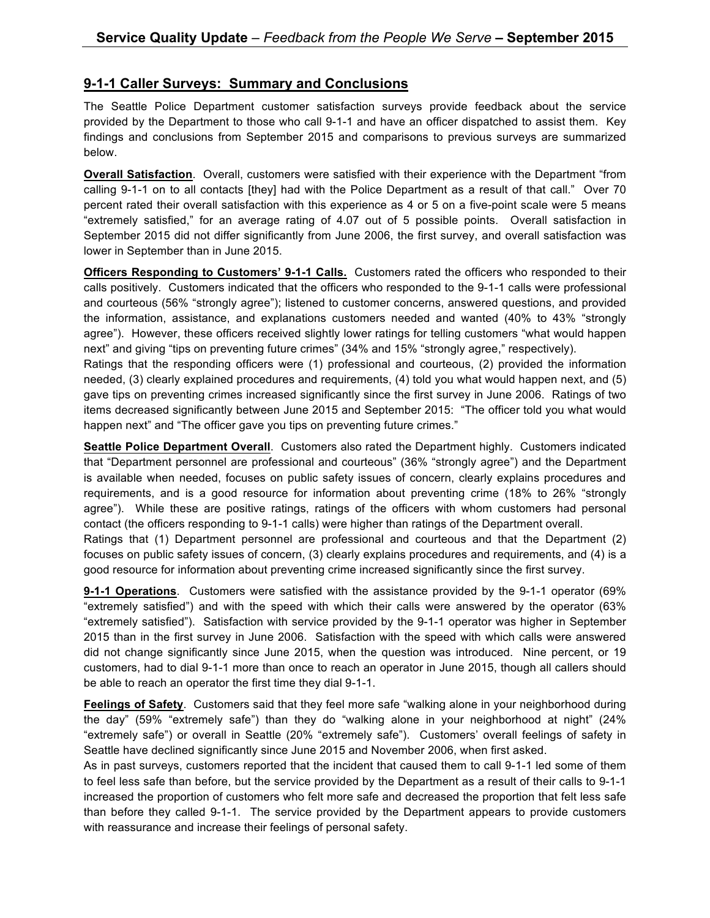## 9-1-1 Caller Surveys: Summary and Conclusions

The Seattle Police Department customer satisfaction surveys provide feedback about the service provided by the Department to those who call 9-1-1 and have an officer dispatched to assist them. Key findings and conclusions from September 2015 and comparisons to previous surveys are summarized below.

**Overall Satisfaction**. Overall, customers were satisfied with their experience with the Department "from calling 9-1-1 on to all contacts [they] had with the Police Department as a result of that call." Over 70 percent rated their overall satisfaction with this experience as 4 or 5 on a five-point scale were 5 means "extremely satisfied," for an average rating of 4.07 out of 5 possible points. Overall satisfaction in September 2015 did not differ significantly from June 2006, the first survey, and overall satisfaction was lower in September than in June 2015.

**Officers Responding to Customers' 9-1-1 Calls.** Customers rated the officers who responded to their calls positively. Customers indicated that the officers who responded to the 9-1-1 calls were professional and courteous (56% "strongly agree"); listened to customer concerns, answered questions, and provided the information, assistance, and explanations customers needed and wanted (40% to 43% "strongly agree"). However, these officers received slightly lower ratings for telling customers "what would happen next" and giving "tips on preventing future crimes" (34% and 15% "strongly agree," respectively).

Ratings that the responding officers were (1) professional and courteous, (2) provided the information needed, (3) clearly explained procedures and requirements, (4) told you what would happen next, and (5) gave tips on preventing crimes increased significantly since the first survey in June 2006. Ratings of two items decreased significantly between June 2015 and September 2015: "The officer told you what would happen next" and "The officer gave you tips on preventing future crimes."

**Seattle Police Department Overall**. Customers also rated the Department highly. Customers indicated that "Department personnel are professional and courteous" (36% "strongly agree") and the Department is available when needed, focuses on public safety issues of concern, clearly explains procedures and requirements, and is a good resource for information about preventing crime (18% to 26% "strongly agree"). While these are positive ratings, ratings of the officers with whom customers had personal contact (the officers responding to 9-1-1 calls) were higher than ratings of the Department overall.

Ratings that (1) Department personnel are professional and courteous and that the Department (2) focuses on public safety issues of concern, (3) clearly explains procedures and requirements, and (4) is a good resource for information about preventing crime increased significantly since the first survey.

**9-1-1 Operations**. Customers were satisfied with the assistance provided by the 9-1-1 operator (69% "extremely satisfied") and with the speed with which their calls were answered by the operator (63% "extremely satisfied"). Satisfaction with service provided by the 9-1-1 operator was higher in September 2015 than in the first survey in June 2006. Satisfaction with the speed with which calls were answered did not change significantly since June 2015, when the question was introduced. Nine percent, or 19 customers, had to dial 9-1-1 more than once to reach an operator in June 2015, though all callers should be able to reach an operator the first time they dial 9-1-1.

**Feelings of Safety**. Customers said that they feel more safe "walking alone in your neighborhood during the day" (59% "extremely safe") than they do "walking alone in your neighborhood at night" (24% "extremely safe") or overall in Seattle (20% "extremely safe"). Customers' overall feelings of safety in Seattle have declined significantly since June 2015 and November 2006, when first asked.

As in past surveys, customers reported that the incident that caused them to call 9-1-1 led some of them to feel less safe than before, but the service provided by the Department as a result of their calls to 9-1-1 increased the proportion of customers who felt more safe and decreased the proportion that felt less safe than before they called 9-1-1. The service provided by the Department appears to provide customers with reassurance and increase their feelings of personal safety.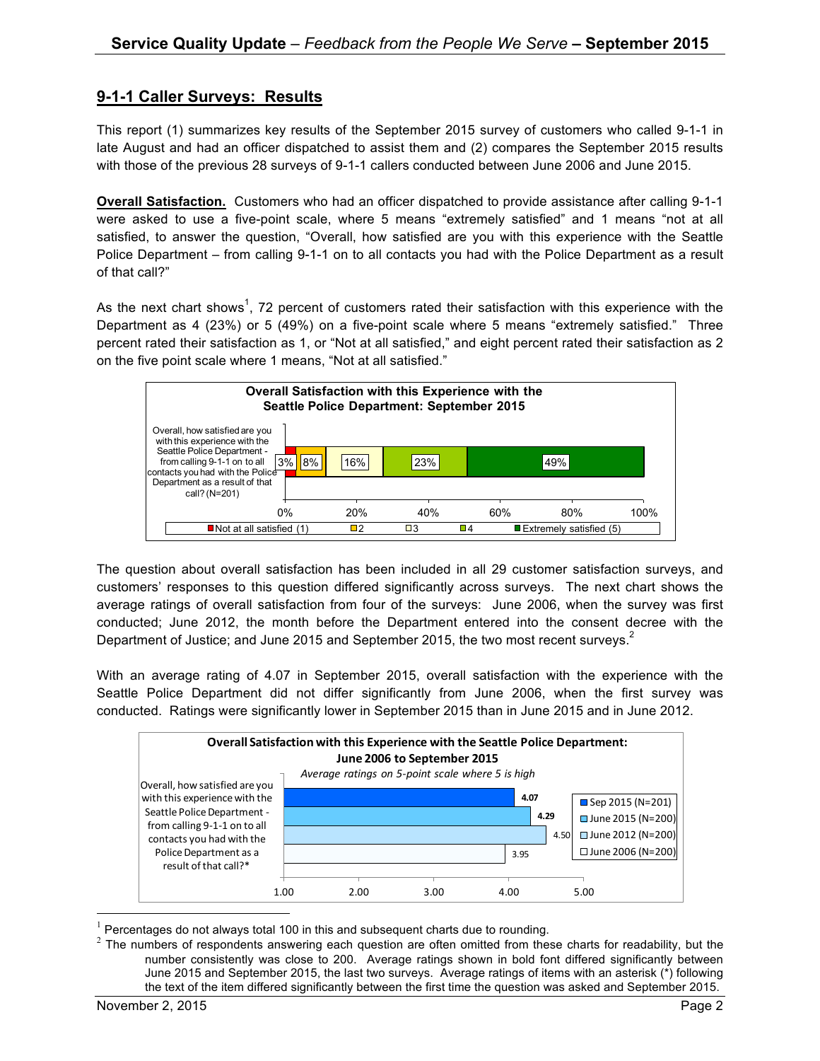## 9-1-1 Caller Surveys: Results

This report (1) summarizes key results of the September 2015 survey of customers who called 9-1-1 in late August and had an officer dispatched to assist them and (2) compares the September 2015 results with those of the previous 28 surveys of 9-1-1 callers conducted between June 2006 and June 2015.

**Overall Satisfaction.** Customers who had an officer dispatched to provide assistance after calling 9-1-1 were asked to use a five-point scale, where 5 means "extremely satisfied" and 1 means "not at all satisfied, to answer the question, "Overall, how satisfied are you with this experience with the Seattle Police Department – from calling 9-1-1 on to all contacts you had with the Police Department as a result of that call?"

As the next chart shows[1], 72 percent of customers rated their satisfaction with this experience with the Department as 4 (23%) or 5 (49%) on a five-point scale where 5 means "extremely satisfied." Three percent rated their satisfaction as 1, or "Not at all satisfied," and eight percent rated their satisfaction as 2 on the five point scale where 1 means, "Not at all satisfied."

**Overall Satisfaction with this Experience with the Seattle Police Department: September 2015**

| | Not at all satisfied (1) | 2 | 3 | 4 | Extremely satisfied (5) |
|---|---|---|---|---|---|
| Overall, how satisfied are you with this experience with the Seattle Police Department - from calling 9-1-1 on to all contacts you had with the Police Department as a result of that call? (N=201) | 3% | 8% | 16% | 23% | 49% |

The question about overall satisfaction has been included in all 29 customer satisfaction surveys, and customers' responses to this question differed significantly across surveys. The next chart shows the average ratings of overall satisfaction from four of the surveys: June 2006, when the survey was first conducted; June 2012, the month before the Department entered into the consent decree with the Department of Justice; and June 2015 and September 2015, the two most recent surveys.[2]

With an average rating of 4.07 in September 2015, overall satisfaction with the experience with the Seattle Police Department did not differ significantly from June 2006, when the first survey was conducted. Ratings were significantly lower in September 2015 than in June 2015 and in June 2012.

**Overall Satisfaction with this Experience with the Seattle Police Department: June 2006 to September 2015**

*Average ratings on 5-point scale where 5 is high*

| | Sep 2015 (N=201) | June 2015 (N=200) | June 2012 (N=200) | June 2006 (N=200) |
|---|---|---|---|---|
| Overall, how satisfied are you with this experience with the Seattle Police Department - from calling 9-1-1 on to all contacts you had with the Police Department as a result of that call?* | **4.07** | **4.29** | 4.50 | 3.95 |

[1] Percentages do not always total 100 in this and subsequent charts due to rounding.

[2] The numbers of respondents answering each question are often omitted from these charts for readability, but the number consistently was close to 200. Average ratings shown in bold font differed significantly between June 2015 and September 2015, the last two surveys. Average ratings of items with an asterisk (*) following the text of the item differed significantly between the first time the question was asked and September 2015.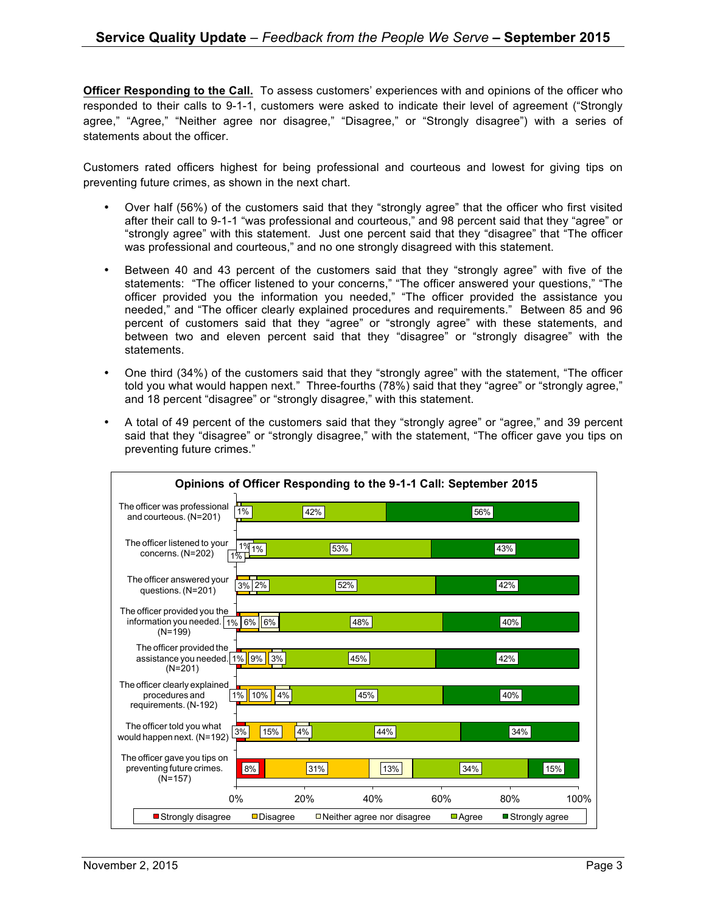**Officer Responding to the Call.** To assess customers' experiences with and opinions of the officer who responded to their calls to 9-1-1, customers were asked to indicate their level of agreement ("Strongly agree," "Agree," "Neither agree nor disagree," "Disagree," or "Strongly disagree") with a series of statements about the officer.

Customers rated officers highest for being professional and courteous and lowest for giving tips on preventing future crimes, as shown in the next chart.

- Over half (56%) of the customers said that they "strongly agree" that the officer who first visited after their call to 9-1-1 "was professional and courteous," and 98 percent said that they "agree" or "strongly agree" with this statement. Just one percent said that they "disagree" that "The officer was professional and courteous," and no one strongly disagreed with this statement.
- Between 40 and 43 percent of the customers said that they "strongly agree" with five of the statements: "The officer listened to your concerns," "The officer answered your questions," "The officer provided you the information you needed," "The officer provided the assistance you needed," and "The officer clearly explained procedures and requirements." Between 85 and 96 percent of customers said that they "agree" or "strongly agree" with these statements, and between two and eleven percent said that they "disagree" or "strongly disagree" with the statements.
- One third (34%) of the customers said that they "strongly agree" with the statement, "The officer told you what would happen next." Three-fourths (78%) said that they "agree" or "strongly agree," and 18 percent "disagree" or "strongly disagree," with this statement.
- A total of 49 percent of the customers said that they "strongly agree" or "agree," and 39 percent said that they "disagree" or "strongly disagree," with the statement, "The officer gave you tips on preventing future crimes."

**Opinions of Officer Responding to the 9-1-1 Call: September 2015**

| Statement | Strongly disagree | Disagree | Neither agree nor disagree | Agree | Strongly agree |
|---|---|---|---|---|---|
| The officer was professional and courteous. (N=201) | | 1% | | 42% | 56% |
| The officer listened to your concerns. (N=202) | 1% | 1% | 1% | 53% | 43% |
| The officer answered your questions. (N=201) | | 3% | 2% | 52% | 42% |
| The officer provided you the information you needed. (N=199) | 1% | 6% | 6% | 48% | 40% |
| The officer provided the assistance you needed. (N=201) | 1% | 9% | 3% | 45% | 42% |
| The officer clearly explained procedures and requirements. (N-192) | 1% | 10% | 4% | 45% | 40% |
| The officer told you what would happen next. (N=192) | 3% | 15% | 4% | 44% | 34% |
| The officer gave you tips on preventing future crimes. (N=157) | 8% | 31% | 13% | 34% | 15% |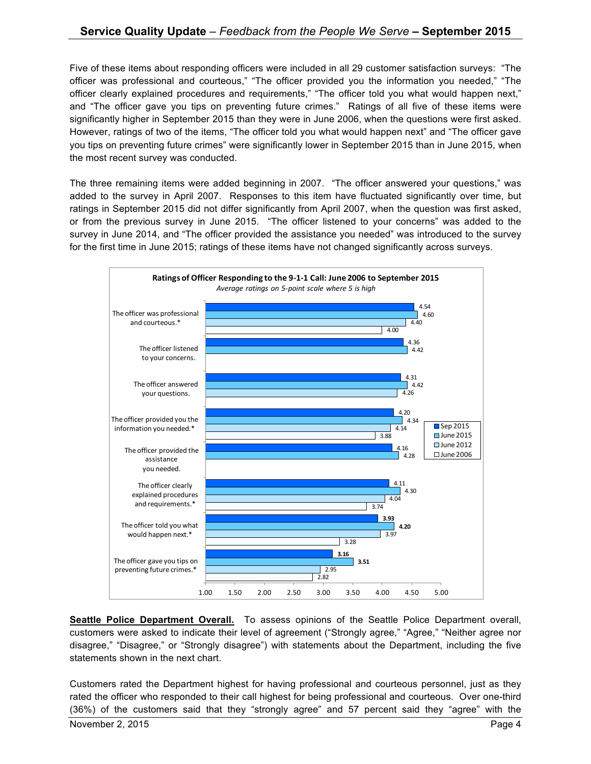Five of these items about responding officers were included in all 29 customer satisfaction surveys: "The officer was professional and courteous," "The officer provided you the information you needed," "The officer clearly explained procedures and requirements," "The officer told you what would happen next," and "The officer gave you tips on preventing future crimes." Ratings of all five of these items were significantly higher in September 2015 than they were in June 2006, when the questions were first asked. However, ratings of two of the items, "The officer told you what would happen next" and "The officer gave you tips on preventing future crimes" were significantly lower in September 2015 than in June 2015, when the most recent survey was conducted.

The three remaining items were added beginning in 2007. "The officer answered your questions," was added to the survey in April 2007. Responses to this item have fluctuated significantly over time, but ratings in September 2015 did not differ significantly from April 2007, when the question was first asked, or from the previous survey in June 2015. "The officer listened to your concerns" was added to the survey in June 2014, and "The officer provided the assistance you needed" was introduced to the survey for the first time in June 2015; ratings of these items have not changed significantly across surveys.

**Ratings of Officer Responding to the 9-1-1 Call: June 2006 to September 2015**

*Average ratings on 5-point scale where 5 is high*

| Item | Sep 2015 | June 2015 | June 2012 | June 2006 |
|---|---|---|---|---|
| The officer was professional and courteous.* | 4.54 | 4.60 | 4.40 | 4.00 |
| The officer listened to your concerns. | 4.36 | 4.42 | | |
| The officer answered your questions. | 4.31 | 4.42 | 4.26 | |
| The officer provided you the information you needed.* | 4.20 | 4.34 | 4.14 | 3.88 |
| The officer provided the assistance you needed. | 4.16 | 4.28 | | |
| The officer clearly explained procedures and requirements.* | 4.11 | 4.30 | 4.04 | 3.74 |
| The officer told you what would happen next.* | **3.93** | **4.20** | 3.97 | 3.28 |
| The officer gave you tips on preventing future crimes.* | **3.16** | **3.51** | 2.95 | 2.82 |

**Seattle Police Department Overall.** To assess opinions of the Seattle Police Department overall, customers were asked to indicate their level of agreement ("Strongly agree," "Agree," "Neither agree nor disagree," "Disagree," or "Strongly disagree") with statements about the Department, including the five statements shown in the next chart.

Customers rated the Department highest for having professional and courteous personnel, just as they rated the officer who responded to their call highest for being professional and courteous. Over one-third (36%) of the customers said that they "strongly agree" and 57 percent said they "agree" with the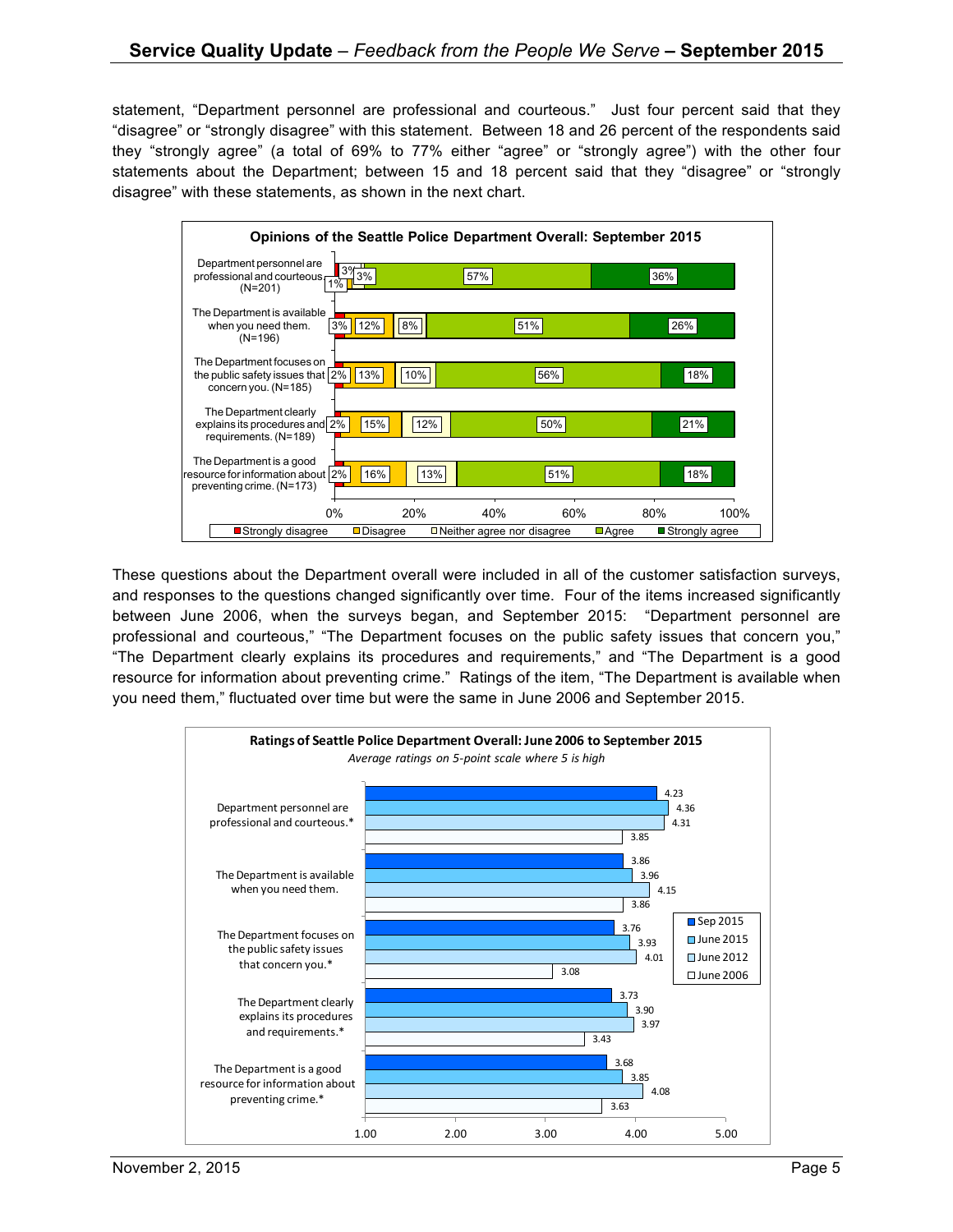statement, "Department personnel are professional and courteous." Just four percent said that they "disagree" or "strongly disagree" with this statement. Between 18 and 26 percent of the respondents said they "strongly agree" (a total of 69% to 77% either "agree" or "strongly agree") with the other four statements about the Department; between 15 and 18 percent said that they "disagree" or "strongly disagree" with these statements, as shown in the next chart.

**Opinions of the Seattle Police Department Overall: September 2015**

| Statement | Strongly disagree | Disagree | Neither agree nor disagree | Agree | Strongly agree |
|---|---|---|---|---|---|
| Department personnel are professional and courteous. (N=201) | 1% | 3% | 3% | 57% | 36% |
| The Department is available when you need them. (N=196) | 3% | 12% | 8% | 51% | 26% |
| The Department focuses on the public safety issues that concern you. (N=185) | 2% | 13% | 10% | 56% | 18% |
| The Department clearly explains its procedures and requirements. (N=189) | 2% | 15% | 12% | 50% | 21% |
| The Department is a good resource for information about preventing crime. (N=173) | 2% | 16% | 13% | 51% | 18% |

These questions about the Department overall were included in all of the customer satisfaction surveys, and responses to the questions changed significantly over time. Four of the items increased significantly between June 2006, when the surveys began, and September 2015: "Department personnel are professional and courteous," "The Department focuses on the public safety issues that concern you," "The Department clearly explains its procedures and requirements," and "The Department is a good resource for information about preventing crime." Ratings of the item, "The Department is available when you need them," fluctuated over time but were the same in June 2006 and September 2015.

**Ratings of Seattle Police Department Overall: June 2006 to September 2015**

*Average ratings on 5-point scale where 5 is high*

| Statement | Sep 2015 | June 2015 | June 2012 | June 2006 |
|---|---|---|---|---|
| Department personnel are professional and courteous.* | 4.23 | 4.36 | 4.31 | 3.85 |
| The Department is available when you need them. | 3.86 | 3.96 | 4.15 | 3.86 |
| The Department focuses on the public safety issues that concern you.* | 3.76 | 3.93 | 4.01 | 3.08 |
| The Department clearly explains its procedures and requirements.* | 3.73 | 3.90 | 3.97 | 3.43 |
| The Department is a good resource for information about preventing crime.* | 3.68 | 3.85 | 4.08 | 3.63 |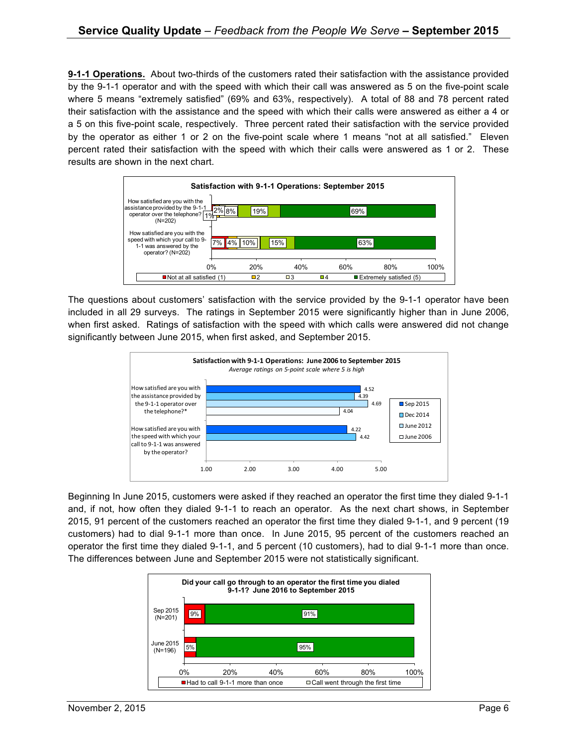**9-1-1 Operations.** About two-thirds of the customers rated their satisfaction with the assistance provided by the 9-1-1 operator and with the speed with which their call was answered as 5 on the five-point scale where 5 means "extremely satisfied" (69% and 63%, respectively). A total of 88 and 78 percent rated their satisfaction with the assistance and the speed with which their calls were answered as either a 4 or a 5 on this five-point scale, respectively. Three percent rated their satisfaction with the service provided by the operator as either 1 or 2 on the five-point scale where 1 means "not at all satisfied." Eleven percent rated their satisfaction with the speed with which their calls were answered as 1 or 2. These results are shown in the next chart.

**Satisfaction with 9-1-1 Operations: September 2015**

| | Not at all satisfied (1) | 2 | 3 | 4 | Extremely satisfied (5) |
|---|---|---|---|---|---|
| How satisfied are you with the assistance provided by the 9-1-1 operator over the telephone? (N=202) | 2% | 1% | 8% | 19% | 69% |
| How satisfied are you with the speed with which your call to 9-1-1 was answered by the operator? (N=202) | 7% | 4% | 10% | 15% | 63% |

The questions about customers' satisfaction with the service provided by the 9-1-1 operator have been included in all 29 surveys. The ratings in September 2015 were significantly higher than in June 2006, when first asked. Ratings of satisfaction with the speed with which calls were answered did not change significantly between June 2015, when first asked, and September 2015.

**Satisfaction with 9-1-1 Operations: June 2006 to September 2015**
*Average ratings on 5-point scale where 5 is high*

| | Sep 2015 | Dec 2014 | June 2012 | June 2006 |
|---|---|---|---|---|
| How satisfied are you with the assistance provided by the 9-1-1 operator over the telephone?* | 4.52 | 4.39 | 4.69 | 4.04 |
| How satisfied are you with the speed with which your call to 9-1-1 was answered by the operator? | 4.22 | 4.42 | | |

Beginning In June 2015, customers were asked if they reached an operator the first time they dialed 9-1-1 and, if not, how often they dialed 9-1-1 to reach an operator. As the next chart shows, in September 2015, 91 percent of the customers reached an operator the first time they dialed 9-1-1, and 9 percent (19 customers) had to dial 9-1-1 more than once. In June 2015, 95 percent of the customers reached an operator the first time they dialed 9-1-1, and 5 percent (10 customers), had to dial 9-1-1 more than once. The differences between June and September 2015 were not statistically significant.

**Did your call go through to an operator the first time you dialed 9-1-1? June 2016 to September 2015**

| | Had to call 9-1-1 more than once | Call went through the first time |
|---|---|---|
| Sep 2015 (N=201) | 9% | 91% |
| June 2015 (N=196) | 5% | 95% |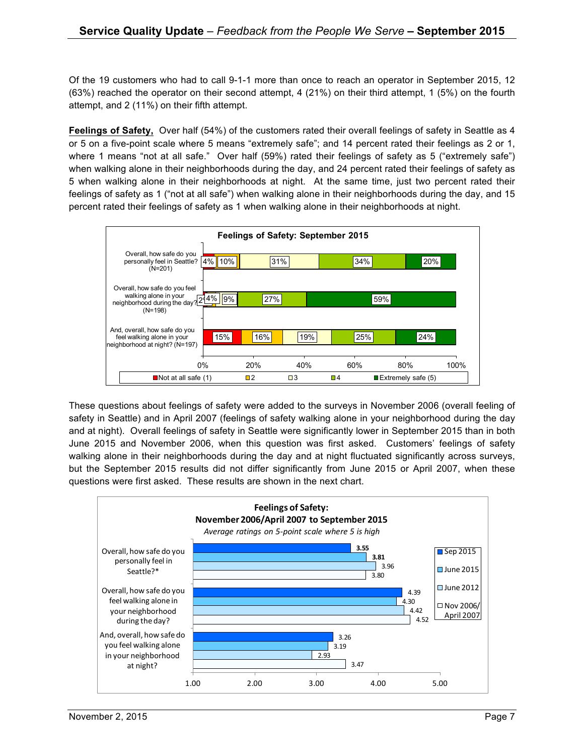Of the 19 customers who had to call 9-1-1 more than once to reach an operator in September 2015, 12 (63%) reached the operator on their second attempt, 4 (21%) on their third attempt, 1 (5%) on the fourth attempt, and 2 (11%) on their fifth attempt.

**Feelings of Safety,** Over half (54%) of the customers rated their overall feelings of safety in Seattle as 4 or 5 on a five-point scale where 5 means "extremely safe"; and 14 percent rated their feelings as 2 or 1, where 1 means "not at all safe." Over half (59%) rated their feelings of safety as 5 ("extremely safe") when walking alone in their neighborhoods during the day, and 24 percent rated their feelings of safety as 5 when walking alone in their neighborhoods at night. At the same time, just two percent rated their feelings of safety as 1 ("not at all safe") when walking alone in their neighborhoods during the day, and 15 percent rated their feelings of safety as 1 when walking alone in their neighborhoods at night.

**Feelings of Safety: September 2015**

| | Not at all safe (1) | 2 | 3 | 4 | Extremely safe (5) |
|---|---|---|---|---|---|
| Overall, how safe do you personally feel in Seattle? (N=201) | 4% | 10% | 31% | 34% | 20% |
| Overall, how safe do you feel walking alone in your neighborhood during the day? (N=198) | 2% | 4% | 9% | 27% | 59% |
| And, overall, how safe do you feel walking alone in your neighborhood at night? (N=197) | 15% | 16% | 19% | 25% | 24% |

These questions about feelings of safety were added to the surveys in November 2006 (overall feeling of safety in Seattle) and in April 2007 (feelings of safety walking alone in your neighborhood during the day and at night). Overall feelings of safety in Seattle were significantly lower in September 2015 than in both June 2015 and November 2006, when this question was first asked. Customers' feelings of safety walking alone in their neighborhoods during the day and at night fluctuated significantly across surveys, but the September 2015 results did not differ significantly from June 2015 or April 2007, when these questions were first asked. These results are shown in the next chart.

**Feelings of Safety: November 2006/April 2007 to September 2015**

*Average ratings on 5-point scale where 5 is high*

| | Sep 2015 | June 2015 | June 2012 | Nov 2006/ April 2007 |
|---|---|---|---|---|
| Overall, how safe do you personally feel in Seattle?* | **3.55** | **3.81** | 3.96 | 3.80 |
| Overall, how safe do you feel walking alone in your neighborhood during the day? | 4.39 | 4.30 | 4.42 | 4.52 |
| And, overall, how safe do you feel walking alone in your neighborhood at night? | 3.26 | 3.19 | 2.93 | 3.47 |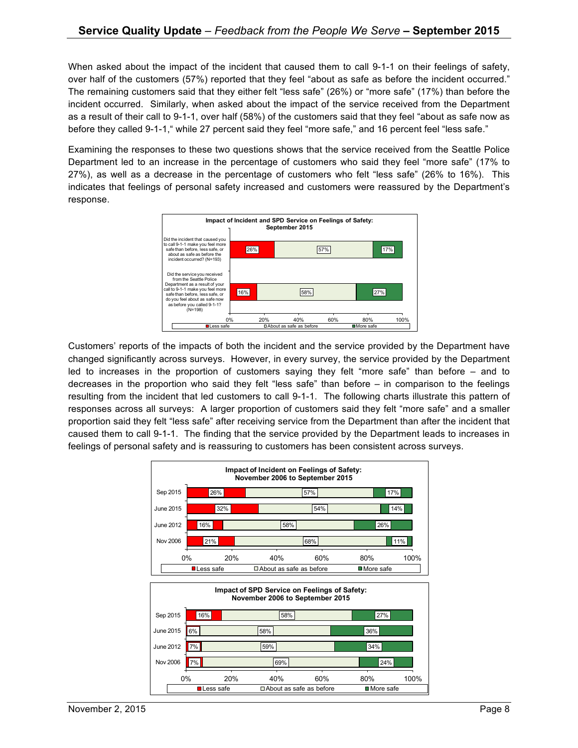When asked about the impact of the incident that caused them to call 9-1-1 on their feelings of safety, over half of the customers (57%) reported that they feel "about as safe as before the incident occurred." The remaining customers said that they either felt "less safe" (26%) or "more safe" (17%) than before the incident occurred. Similarly, when asked about the impact of the service received from the Department as a result of their call to 9-1-1, over half (58%) of the customers said that they feel "about as safe now as before they called 9-1-1," while 27 percent said they feel "more safe," and 16 percent feel "less safe."

Examining the responses to these two questions shows that the service received from the Seattle Police Department led to an increase in the percentage of customers who said they feel "more safe" (17% to 27%), as well as a decrease in the percentage of customers who felt "less safe" (26% to 16%). This indicates that feelings of personal safety increased and customers were reassured by the Department's response.

**Impact of Incident and SPD Service on Feelings of Safety: September 2015**

| Question | Less safe | About as safe as before | More safe |
|---|---|---|---|
| Did the incident that caused you to call 9-1-1 make you feel more safe than before, less safe, or about as safe as before the incident occurred? (N=193) | 26% | 57% | 17% |
| Did the service you received from the Seattle Police Department as a result of your call to 9-1-1 make you feel more safe than before, less safe, or do you feel about as safe now as before you called 9-1-1? (N=198) | 16% | 58% | 27% |

Customers' reports of the impacts of both the incident and the service provided by the Department have changed significantly across surveys. However, in every survey, the service provided by the Department led to increases in the proportion of customers saying they felt "more safe" than before – and to decreases in the proportion who said they felt "less safe" than before – in comparison to the feelings resulting from the incident that led customers to call 9-1-1. The following charts illustrate this pattern of responses across all surveys: A larger proportion of customers said they felt "more safe" and a smaller proportion said they felt "less safe" after receiving service from the Department than after the incident that caused them to call 9-1-1. The finding that the service provided by the Department leads to increases in feelings of personal safety and is reassuring to customers has been consistent across surveys.

**Impact of Incident on Feelings of Safety: November 2006 to September 2015**

| Survey | Less safe | About as safe as before | More safe |
|---|---|---|---|
| Sep 2015 | 26% | 57% | 17% |
| June 2015 | 32% | 54% | 14% |
| June 2012 | 16% | 58% | 26% |
| Nov 2006 | 21% | 68% | 11% |

**Impact of SPD Service on Feelings of Safety: November 2006 to September 2015**

| Survey | Less safe | About as safe as before | More safe |
|---|---|---|---|
| Sep 2015 | 16% | 58% | 27% |
| June 2015 | 6% | 58% | 36% |
| June 2012 | 7% | 59% | 34% |
| Nov 2006 | 7% | 69% | 24% |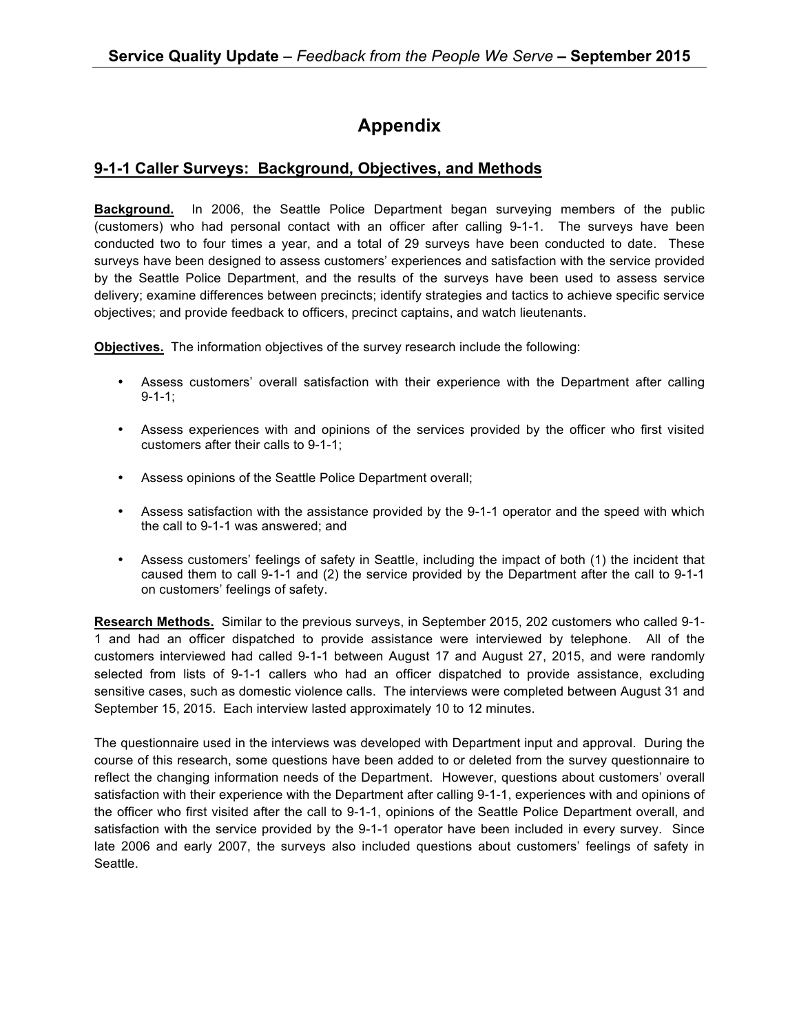# Appendix

## 9-1-1 Caller Surveys: Background, Objectives, and Methods

**Background.** In 2006, the Seattle Police Department began surveying members of the public (customers) who had personal contact with an officer after calling 9-1-1. The surveys have been conducted two to four times a year, and a total of 29 surveys have been conducted to date. These surveys have been designed to assess customers' experiences and satisfaction with the service provided by the Seattle Police Department, and the results of the surveys have been used to assess service delivery; examine differences between precincts; identify strategies and tactics to achieve specific service objectives; and provide feedback to officers, precinct captains, and watch lieutenants.

**Objectives.** The information objectives of the survey research include the following:

- Assess customers' overall satisfaction with their experience with the Department after calling 9-1-1;
- Assess experiences with and opinions of the services provided by the officer who first visited customers after their calls to 9-1-1;
- Assess opinions of the Seattle Police Department overall;
- Assess satisfaction with the assistance provided by the 9-1-1 operator and the speed with which the call to 9-1-1 was answered; and
- Assess customers' feelings of safety in Seattle, including the impact of both (1) the incident that caused them to call 9-1-1 and (2) the service provided by the Department after the call to 9-1-1 on customers' feelings of safety.

**Research Methods.** Similar to the previous surveys, in September 2015, 202 customers who called 9-1-1 and had an officer dispatched to provide assistance were interviewed by telephone. All of the customers interviewed had called 9-1-1 between August 17 and August 27, 2015, and were randomly selected from lists of 9-1-1 callers who had an officer dispatched to provide assistance, excluding sensitive cases, such as domestic violence calls. The interviews were completed between August 31 and September 15, 2015. Each interview lasted approximately 10 to 12 minutes.

The questionnaire used in the interviews was developed with Department input and approval. During the course of this research, some questions have been added to or deleted from the survey questionnaire to reflect the changing information needs of the Department. However, questions about customers' overall satisfaction with their experience with the Department after calling 9-1-1, experiences with and opinions of the officer who first visited after the call to 9-1-1, opinions of the Seattle Police Department overall, and satisfaction with the service provided by the 9-1-1 operator have been included in every survey. Since late 2006 and early 2007, the surveys also included questions about customers' feelings of safety in Seattle.